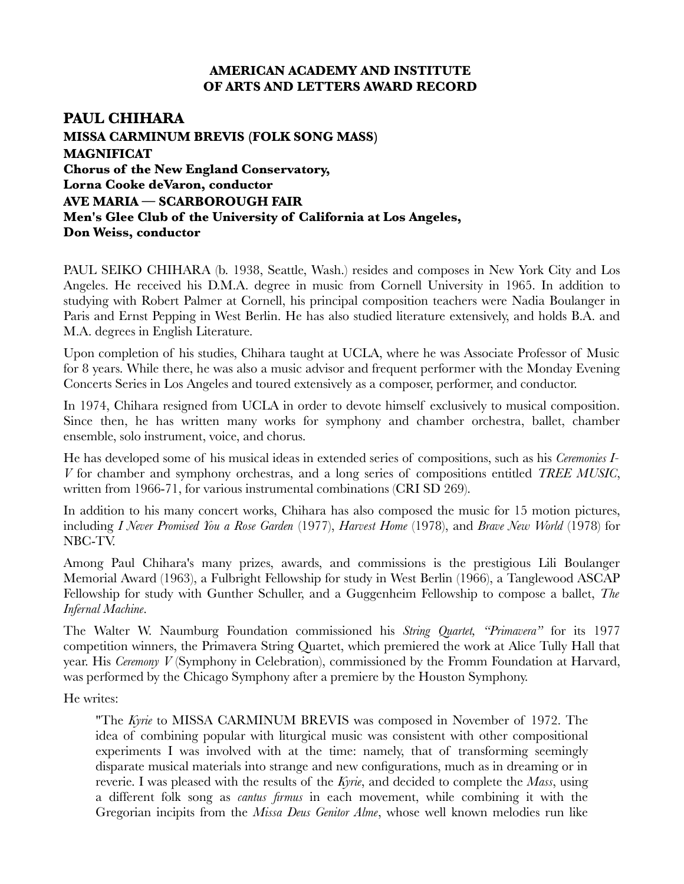**AMERICAN ACADEMY AND INSTITUTE OF ARTS AND LETTERS AWARD RECORD**

## PAUL CHIHARA

**MISSA CARMINUM BREVIS (FOLK SONG MASS)**
**MAGNIFICAT**
**Chorus of the New England Conservatory,**
**Lorna Cooke deVaron, conductor**
**AVE MARIA — SCARBOROUGH FAIR**
**Men's Glee Club of the University of California at Los Angeles,**
**Don Weiss, conductor**

PAUL SEIKO CHIHARA (b. 1938, Seattle, Wash.) resides and composes in New York City and Los Angeles. He received his D.M.A. degree in music from Cornell University in 1965. In addition to studying with Robert Palmer at Cornell, his principal composition teachers were Nadia Boulanger in Paris and Ernst Pepping in West Berlin. He has also studied literature extensively, and holds B.A. and M.A. degrees in English Literature.

Upon completion of his studies, Chihara taught at UCLA, where he was Associate Professor of Music for 8 years. While there, he was also a music advisor and frequent performer with the Monday Evening Concerts Series in Los Angeles and toured extensively as a composer, performer, and conductor.

In 1974, Chihara resigned from UCLA in order to devote himself exclusively to musical composition. Since then, he has written many works for symphony and chamber orchestra, ballet, chamber ensemble, solo instrument, voice, and chorus.

He has developed some of his musical ideas in extended series of compositions, such as his *Ceremonies I-V* for chamber and symphony orchestras, and a long series of compositions entitled *TREE MUSIC*, written from 1966-71, for various instrumental combinations (CRI SD 269).

In addition to his many concert works, Chihara has also composed the music for 15 motion pictures, including *I Never Promised You a Rose Garden* (1977), *Harvest Home* (1978), and *Brave New World* (1978) for NBC-TV.

Among Paul Chihara's many prizes, awards, and commissions is the prestigious Lili Boulanger Memorial Award (1963), a Fulbright Fellowship for study in West Berlin (1966), a Tanglewood ASCAP Fellowship for study with Gunther Schuller, and a Guggenheim Fellowship to compose a ballet, *The Infernal Machine*.

The Walter W. Naumburg Foundation commissioned his *String Quartet, "Primavera"* for its 1977 competition winners, the Primavera String Quartet, which premiered the work at Alice Tully Hall that year. His *Ceremony V* (Symphony in Celebration), commissioned by the Fromm Foundation at Harvard, was performed by the Chicago Symphony after a premiere by the Houston Symphony.

He writes:

> "The *Kyrie* to MISSA CARMINUM BREVIS was composed in November of 1972. The idea of combining popular with liturgical music was consistent with other compositional experiments I was involved with at the time: namely, that of transforming seemingly disparate musical materials into strange and new configurations, much as in dreaming or in reverie. I was pleased with the results of the *Kyrie*, and decided to complete the *Mass*, using a different folk song as *cantus firmus* in each movement, while combining it with the Gregorian incipits from the *Missa Deus Genitor Alme*, whose well known melodies run like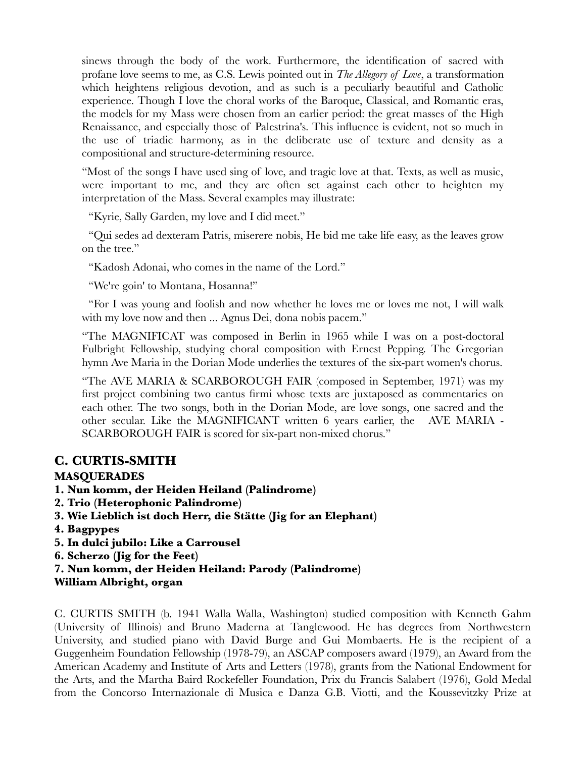sinews through the body of the work. Furthermore, the identification of sacred with profane love seems to me, as C.S. Lewis pointed out in *The Allegory of Love*, a transformation which heightens religious devotion, and as such is a peculiarly beautiful and Catholic experience. Though I love the choral works of the Baroque, Classical, and Romantic eras, the models for my Mass were chosen from an earlier period: the great masses of the High Renaissance, and especially those of Palestrina's. This influence is evident, not so much in the use of triadic harmony, as in the deliberate use of texture and density as a compositional and structure-determining resource.

"Most of the songs I have used sing of love, and tragic love at that. Texts, as well as music, were important to me, and they are often set against each other to heighten my interpretation of the Mass. Several examples may illustrate:

"Kyrie, Sally Garden, my love and I did meet."

"Qui sedes ad dexteram Patris, miserere nobis, He bid me take life easy, as the leaves grow on the tree."

"Kadosh Adonai, who comes in the name of the Lord."

"We're goin' to Montana, Hosanna!"

"For I was young and foolish and now whether he loves me or loves me not, I will walk with my love now and then ... Agnus Dei, dona nobis pacem."

"The MAGNIFICAT was composed in Berlin in 1965 while I was on a post-doctoral Fulbright Fellowship, studying choral composition with Ernest Pepping. The Gregorian hymn Ave Maria in the Dorian Mode underlies the textures of the six-part women's chorus.

"The AVE MARIA & SCARBOROUGH FAIR (composed in September, 1971) was my first project combining two cantus firmi whose texts are juxtaposed as commentaries on each other. The two songs, both in the Dorian Mode, are love songs, one sacred and the other secular. Like the MAGNIFICANT written 6 years earlier, the AVE MARIA - SCARBOROUGH FAIR is scored for six-part non-mixed chorus."

## C. CURTIS-SMITH

**MASQUERADES**
**1. Nun komm, der Heiden Heiland (Palindrome)**
**2. Trio (Heterophonic Palindrome)**
**3. Wie Lieblich ist doch Herr, die Stätte (Jig for an Elephant)**
**4. Bagpypes**
**5. In dulci jubilo: Like a Carrousel**
**6. Scherzo (Jig for the Feet)**
**7. Nun komm, der Heiden Heiland: Parody (Palindrome)**
**William Albright, organ**

C. CURTIS SMITH (b. 1941 Walla Walla, Washington) studied composition with Kenneth Gahm (University of Illinois) and Bruno Maderna at Tanglewood. He has degrees from Northwestern University, and studied piano with David Burge and Gui Mombaerts. He is the recipient of a Guggenheim Foundation Fellowship (1978-79), an ASCAP composers award (1979), an Award from the American Academy and Institute of Arts and Letters (1978), grants from the National Endowment for the Arts, and the Martha Baird Rockefeller Foundation, Prix du Francis Salabert (1976), Gold Medal from the Concorso Internazionale di Musica e Danza G.B. Viotti, and the Koussevitzky Prize at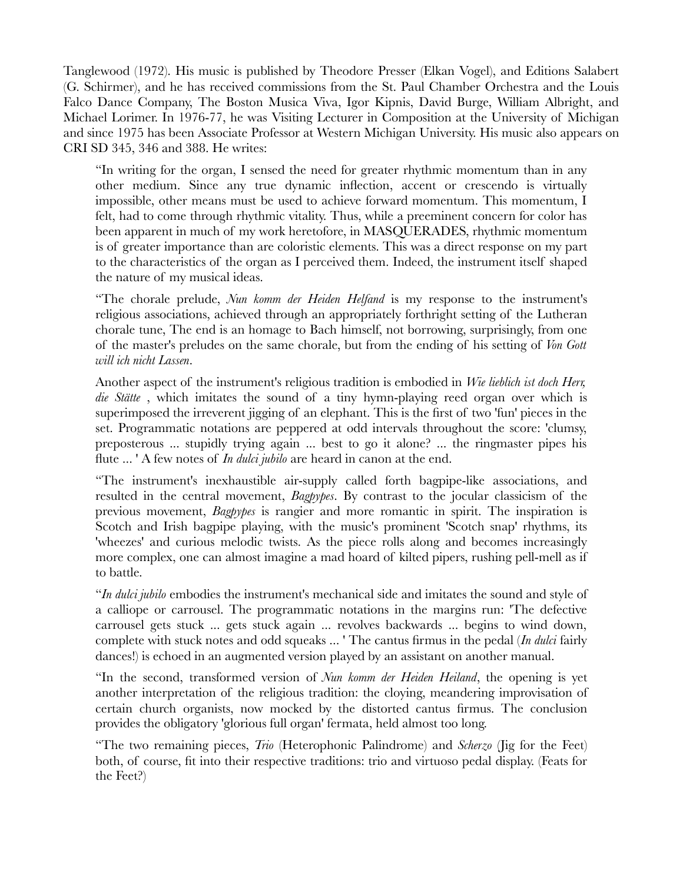Tanglewood (1972). His music is published by Theodore Presser (Elkan Vogel), and Editions Salabert (G. Schirmer), and he has received commissions from the St. Paul Chamber Orchestra and the Louis Falco Dance Company, The Boston Musica Viva, Igor Kipnis, David Burge, William Albright, and Michael Lorimer. In 1976-77, he was Visiting Lecturer in Composition at the University of Michigan and since 1975 has been Associate Professor at Western Michigan University. His music also appears on CRI SD 345, 346 and 388. He writes:

> "In writing for the organ, I sensed the need for greater rhythmic momentum than in any other medium. Since any true dynamic inflection, accent or crescendo is virtually impossible, other means must be used to achieve forward momentum. This momentum, I felt, had to come through rhythmic vitality. Thus, while a preeminent concern for color has been apparent in much of my work heretofore, in MASQUERADES, rhythmic momentum is of greater importance than are coloristic elements. This was a direct response on my part to the characteristics of the organ as I perceived them. Indeed, the instrument itself shaped the nature of my musical ideas.
>
> "The chorale prelude, *Nun komm der Heiden Helfand* is my response to the instrument's religious associations, achieved through an appropriately forthright setting of the Lutheran chorale tune, The end is an homage to Bach himself, not borrowing, surprisingly, from one of the master's preludes on the same chorale, but from the ending of his setting of *Von Gott will ich nicht Lassen*.
>
> Another aspect of the instrument's religious tradition is embodied in *Wie lieblich ist doch Herr, die Stätte* , which imitates the sound of a tiny hymn-playing reed organ over which is superimposed the irreverent jigging of an elephant. This is the first of two 'fun' pieces in the set. Programmatic notations are peppered at odd intervals throughout the score: 'clumsy, preposterous ... stupidly trying again ... best to go it alone? ... the ringmaster pipes his flute ... ' A few notes of *In dulci jubilo* are heard in canon at the end.
>
> "The instrument's inexhaustible air-supply called forth bagpipe-like associations, and resulted in the central movement, *Bagpypes*. By contrast to the jocular classicism of the previous movement, *Bagpypes* is rangier and more romantic in spirit. The inspiration is Scotch and Irish bagpipe playing, with the music's prominent 'Scotch snap' rhythms, its 'wheezes' and curious melodic twists. As the piece rolls along and becomes increasingly more complex, one can almost imagine a mad hoard of kilted pipers, rushing pell-mell as if to battle.
>
> "*In dulci jubilo* embodies the instrument's mechanical side and imitates the sound and style of a calliope or carrousel. The programmatic notations in the margins run: 'The defective carrousel gets stuck ... gets stuck again ... revolves backwards ... begins to wind down, complete with stuck notes and odd squeaks ... ' The cantus firmus in the pedal (*In dulci* fairly dances!) is echoed in an augmented version played by an assistant on another manual.
>
> "In the second, transformed version of *Nun komm der Heiden Heiland*, the opening is yet another interpretation of the religious tradition: the cloying, meandering improvisation of certain church organists, now mocked by the distorted cantus firmus. The conclusion provides the obligatory 'glorious full organ' fermata, held almost too long.
>
> "The two remaining pieces, *Trio* (Heterophonic Palindrome) and *Scherzo* (Jig for the Feet) both, of course, fit into their respective traditions: trio and virtuoso pedal display. (Feats for the Feet?)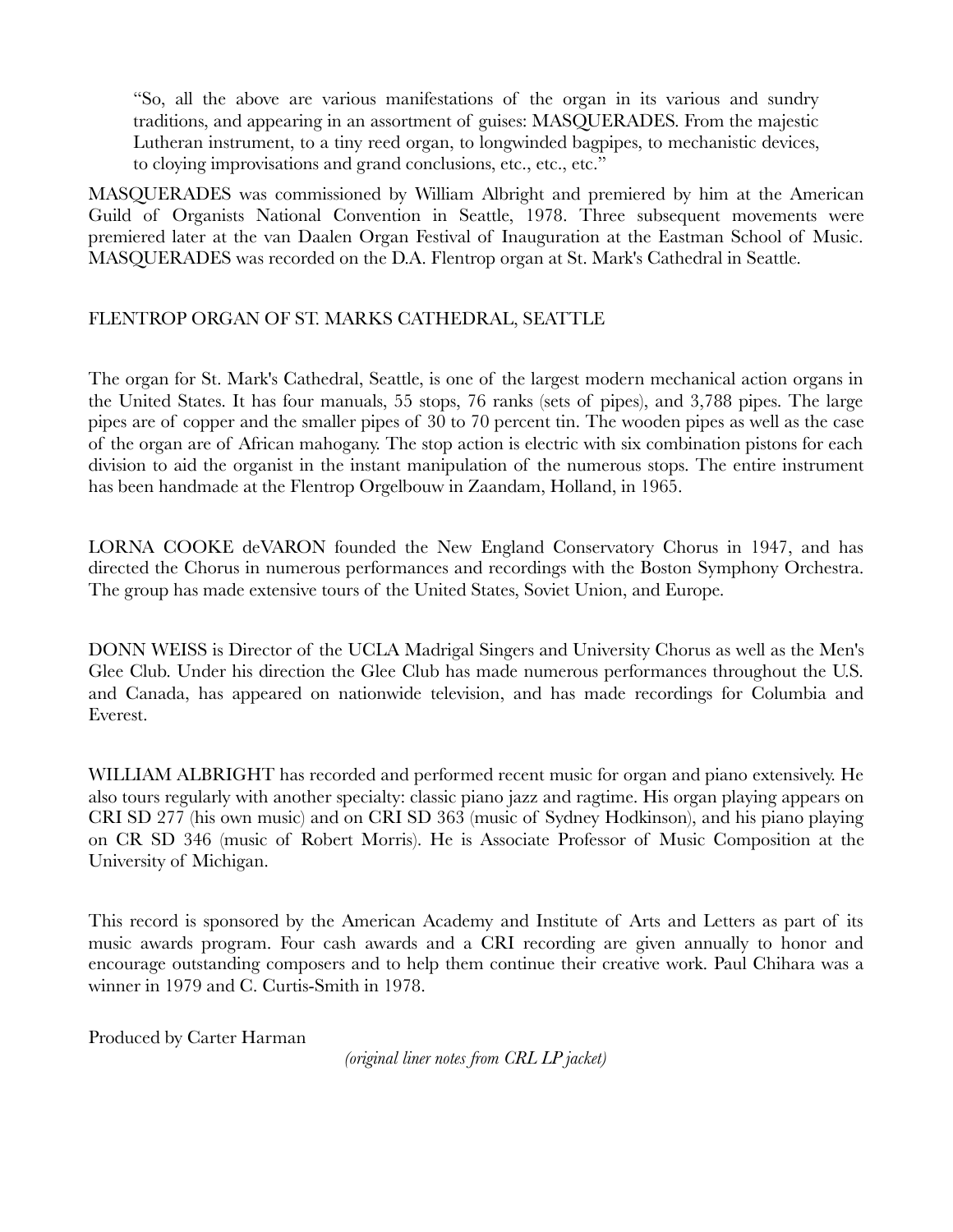> "So, all the above are various manifestations of the organ in its various and sundry traditions, and appearing in an assortment of guises: MASQUERADES. From the majestic Lutheran instrument, to a tiny reed organ, to longwinded bagpipes, to mechanistic devices, to cloying improvisations and grand conclusions, etc., etc., etc."

MASQUERADES was commissioned by William Albright and premiered by him at the American Guild of Organists National Convention in Seattle, 1978. Three subsequent movements were premiered later at the van Daalen Organ Festival of Inauguration at the Eastman School of Music. MASQUERADES was recorded on the D.A. Flentrop organ at St. Mark's Cathedral in Seattle.

FLENTROP ORGAN OF ST. MARKS CATHEDRAL, SEATTLE

The organ for St. Mark's Cathedral, Seattle, is one of the largest modern mechanical action organs in the United States. It has four manuals, 55 stops, 76 ranks (sets of pipes), and 3,788 pipes. The large pipes are of copper and the smaller pipes of 30 to 70 percent tin. The wooden pipes as well as the case of the organ are of African mahogany. The stop action is electric with six combination pistons for each division to aid the organist in the instant manipulation of the numerous stops. The entire instrument has been handmade at the Flentrop Orgelbouw in Zaandam, Holland, in 1965.

LORNA COOKE deVARON founded the New England Conservatory Chorus in 1947, and has directed the Chorus in numerous performances and recordings with the Boston Symphony Orchestra. The group has made extensive tours of the United States, Soviet Union, and Europe.

DONN WEISS is Director of the UCLA Madrigal Singers and University Chorus as well as the Men's Glee Club. Under his direction the Glee Club has made numerous performances throughout the U.S. and Canada, has appeared on nationwide television, and has made recordings for Columbia and Everest.

WILLIAM ALBRIGHT has recorded and performed recent music for organ and piano extensively. He also tours regularly with another specialty: classic piano jazz and ragtime. His organ playing appears on CRI SD 277 (his own music) and on CRI SD 363 (music of Sydney Hodkinson), and his piano playing on CR SD 346 (music of Robert Morris). He is Associate Professor of Music Composition at the University of Michigan.

This record is sponsored by the American Academy and Institute of Arts and Letters as part of its music awards program. Four cash awards and a CRI recording are given annually to honor and encourage outstanding composers and to help them continue their creative work. Paul Chihara was a winner in 1979 and C. Curtis-Smith in 1978.

Produced by Carter Harman

*(original liner notes from CRL LP jacket)*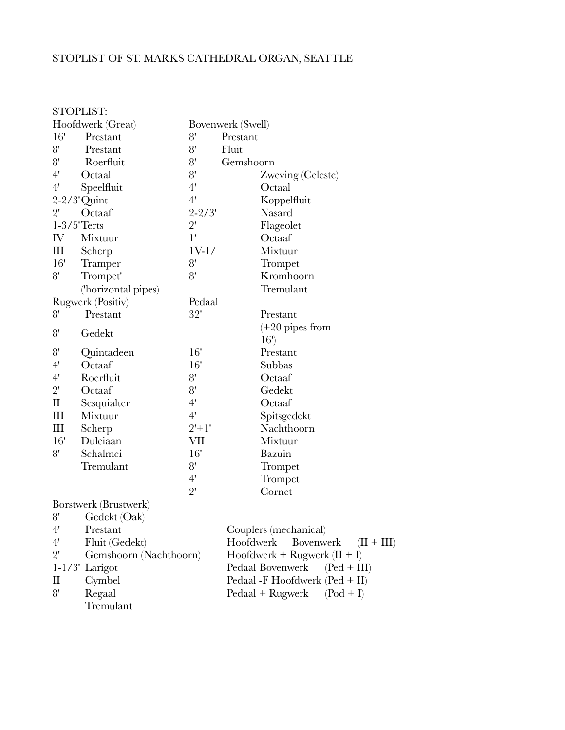STOPLIST OF ST. MARKS CATHEDRAL ORGAN, SEATTLE

STOPLIST:

**Hoofdwerk (Great)**

| | |
|---|---|
| 16' | Prestant |
| 8' | Prestant |
| 8' | Roerfluit |
| 4' | Octaal |
| 4' | Speelfluit |
| 2-2/3' | Quint |
| 2' | Octaaf |
| 1-3/5' | Terts |
| IV | Mixtuur |
| III | Scherp |
| 16' | Tramper |
| 8' | Trompet' |
| | ('horizontal pipes) |

**Bovenwerk (Swell)**

| | |
|---|---|
| 8' | Prestant |
| 8' | Fluit |
| 8' | Gemshoorn |
| 8' | Zweving (Celeste) |
| 4' | Octaal |
| 4' | Koppelfluit |
| 2-2/3' | Nasard |
| 2' | Flageolet |
| 1' | Octaaf |
| 1V-1/ | Mixtuur |
| 8' | Trompet |
| 8' | Kromhoorn |
| | Tremulant |

**Rugwerk (Positiv)**

| | |
|---|---|
| 8' | Prestant |
| 8' | Gedekt |
| 8' | Quintadeen |
| 4' | Octaaf |
| 4' | Roerfluit |
| 2' | Octaaf |
| II | Sesquialter |
| III | Mixtuur |
| III | Scherp |
| 16' | Dulciaan |
| 8' | Schalmei |
| | Tremulant |

**Pedaal**

| | |
|---|---|
| 32' | Prestant (+20 pipes from 16') |
| 16' | Prestant |
| 16' | Subbas |
| 8' | Octaaf |
| 8' | Gedekt |
| 4' | Octaaf |
| 4' | Spitsgedekt |
| 2'+1' | Nachthoorn |
| VII | Mixtuur |
| 16' | Bazuin |
| 8' | Trompet |
| 4' | Trompet |
| 2' | Cornet |

**Borstwerk (Brustwerk)**

| | |
|---|---|
| 8' | Gedekt (Oak) |
| 4' | Prestant |
| 4' | Fluit (Gedekt) |
| 2' | Gemshoorn (Nachthoorn) |
| 1-1/3' | Larigot |
| II | Cymbel |
| 8' | Regaal |
| | Tremulant |

**Couplers (mechanical)**

Hoofdwerk Bovenwerk (II + III)
Hoofdwerk + Rugwerk (II + I)
Pedaal Bovenwerk (Ped + III)
Pedaal -F Hoofdwerk (Ped + II)
Pedaal + Rugwerk (Pod + I)